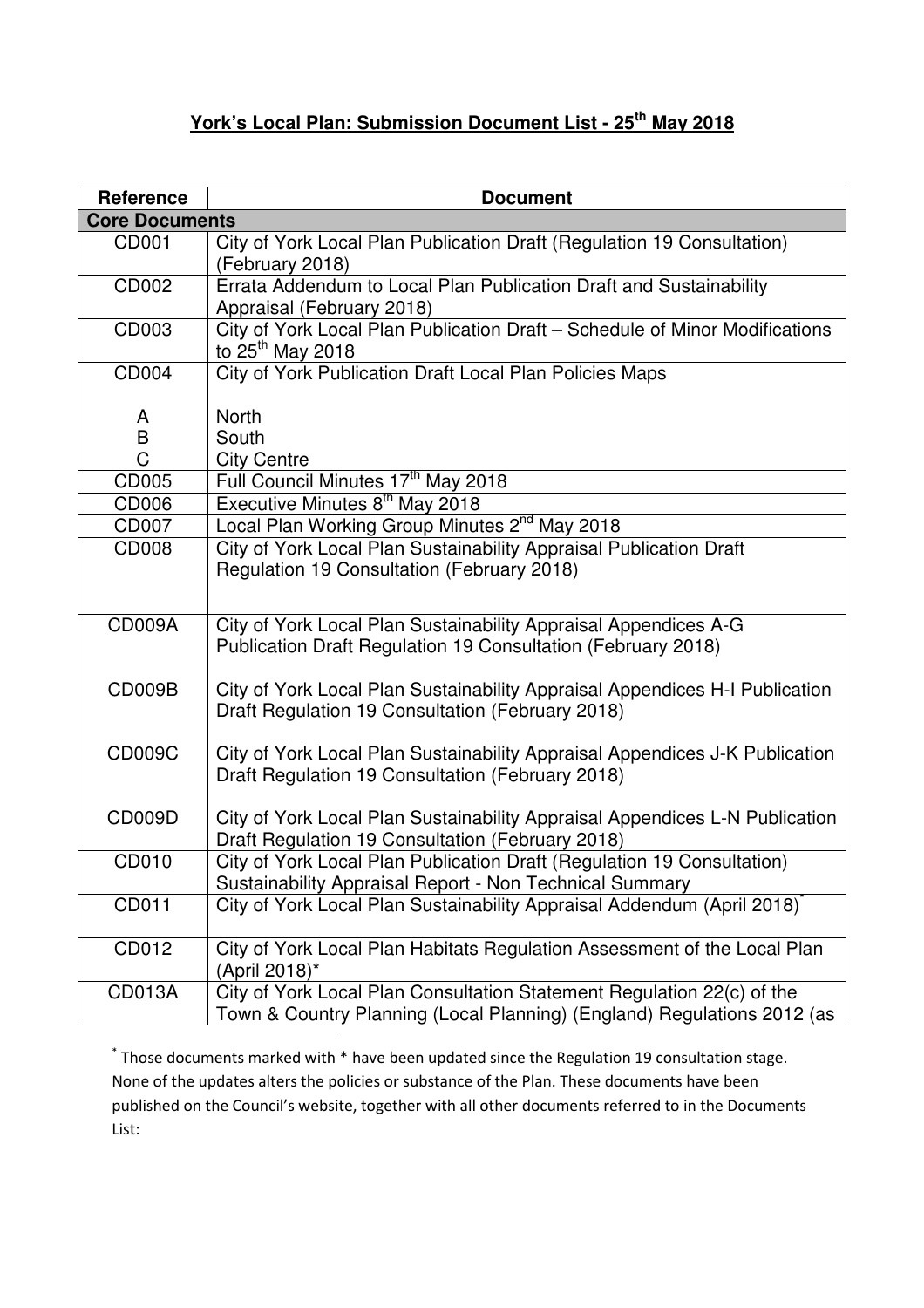# York's Local Plan: Submission Document List - 25th May 2018

| Reference | Document |
|---|---|
| **Core Documents** | |
| CD001 | City of York Local Plan Publication Draft (Regulation 19 Consultation) (February 2018) |
| CD002 | Errata Addendum to Local Plan Publication Draft and Sustainability Appraisal (February 2018) |
| CD003 | City of York Local Plan Publication Draft – Schedule of Minor Modifications to 25th May 2018 |
| CD004<br><br>A<br>B<br>C | City of York Publication Draft Local Plan Policies Maps<br><br>North<br>South<br>City Centre |
| CD005 | Full Council Minutes 17th May 2018 |
| CD006 | Executive Minutes 8th May 2018 |
| CD007 | Local Plan Working Group Minutes 2nd May 2018 |
| CD008 | City of York Local Plan Sustainability Appraisal Publication Draft Regulation 19 Consultation (February 2018) |
| CD009A<br><br>CD009B<br><br>CD009C<br><br>CD009D | City of York Local Plan Sustainability Appraisal Appendices A-G Publication Draft Regulation 19 Consultation (February 2018)<br><br>City of York Local Plan Sustainability Appraisal Appendices H-I Publication Draft Regulation 19 Consultation (February 2018)<br><br>City of York Local Plan Sustainability Appraisal Appendices J-K Publication Draft Regulation 19 Consultation (February 2018)<br><br>City of York Local Plan Sustainability Appraisal Appendices L-N Publication Draft Regulation 19 Consultation (February 2018) |
| CD010 | City of York Local Plan Publication Draft (Regulation 19 Consultation) Sustainability Appraisal Report - Non Technical Summary |
| CD011 | City of York Local Plan Sustainability Appraisal Addendum (April 2018)* |
| CD012 | City of York Local Plan Habitats Regulation Assessment of the Local Plan (April 2018)* |
| CD013A | City of York Local Plan Consultation Statement Regulation 22(c) of the Town & Country Planning (Local Planning) (England) Regulations 2012 (as |

* Those documents marked with * have been updated since the Regulation 19 consultation stage. None of the updates alters the policies or substance of the Plan. These documents have been published on the Council's website, together with all other documents referred to in the Documents List: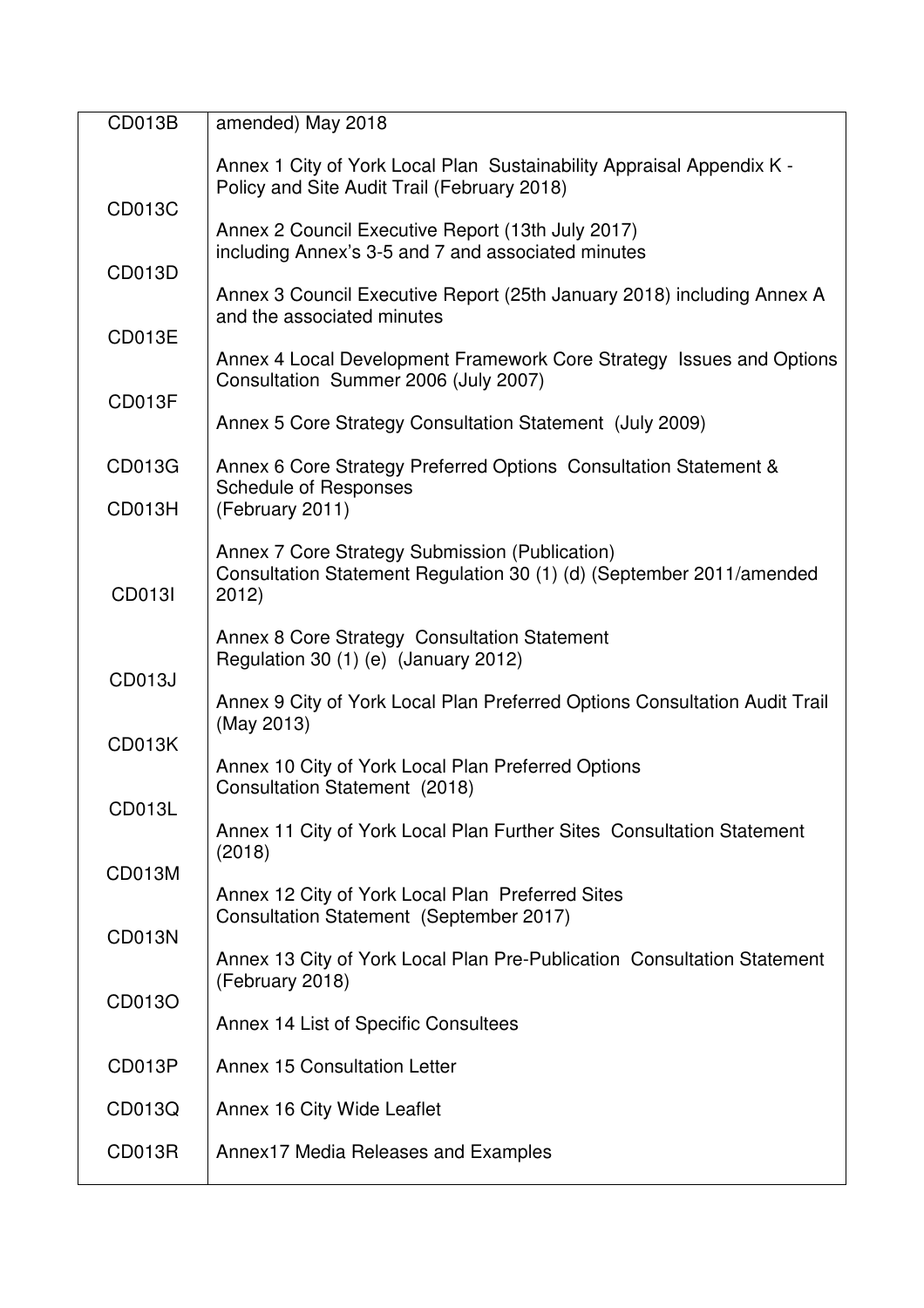| | |
|---|---|
| | amended) May 2018 |
| CD013B | Annex 1 City of York Local Plan Sustainability Appraisal Appendix K - Policy and Site Audit Trail (February 2018) |
| CD013C | Annex 2 Council Executive Report (13th July 2017) including Annex's 3-5 and 7 and associated minutes |
| CD013D | Annex 3 Council Executive Report (25th January 2018) including Annex A and the associated minutes |
| CD013E | Annex 4 Local Development Framework Core Strategy Issues and Options Consultation Summer 2006 (July 2007) |
| CD013F | Annex 5 Core Strategy Consultation Statement (July 2009) |
| CD013G | Annex 6 Core Strategy Preferred Options Consultation Statement & Schedule of Responses (February 2011) |
| CD013H | Annex 7 Core Strategy Submission (Publication) Consultation Statement Regulation 30 (1) (d) (September 2011/amended 2012) |
| CD013I | Annex 8 Core Strategy Consultation Statement Regulation 30 (1) (e) (January 2012) |
| CD013J | Annex 9 City of York Local Plan Preferred Options Consultation Audit Trail (May 2013) |
| CD013K | Annex 10 City of York Local Plan Preferred Options Consultation Statement (2018) |
| CD013L | Annex 11 City of York Local Plan Further Sites Consultation Statement (2018) |
| CD013M | Annex 12 City of York Local Plan Preferred Sites Consultation Statement (September 2017) |
| CD013N | Annex 13 City of York Local Plan Pre-Publication Consultation Statement (February 2018) |
| CD013O | Annex 14 List of Specific Consultees |
| CD013P | Annex 15 Consultation Letter |
| CD013Q | Annex 16 City Wide Leaflet |
| CD013R | Annex17 Media Releases and Examples |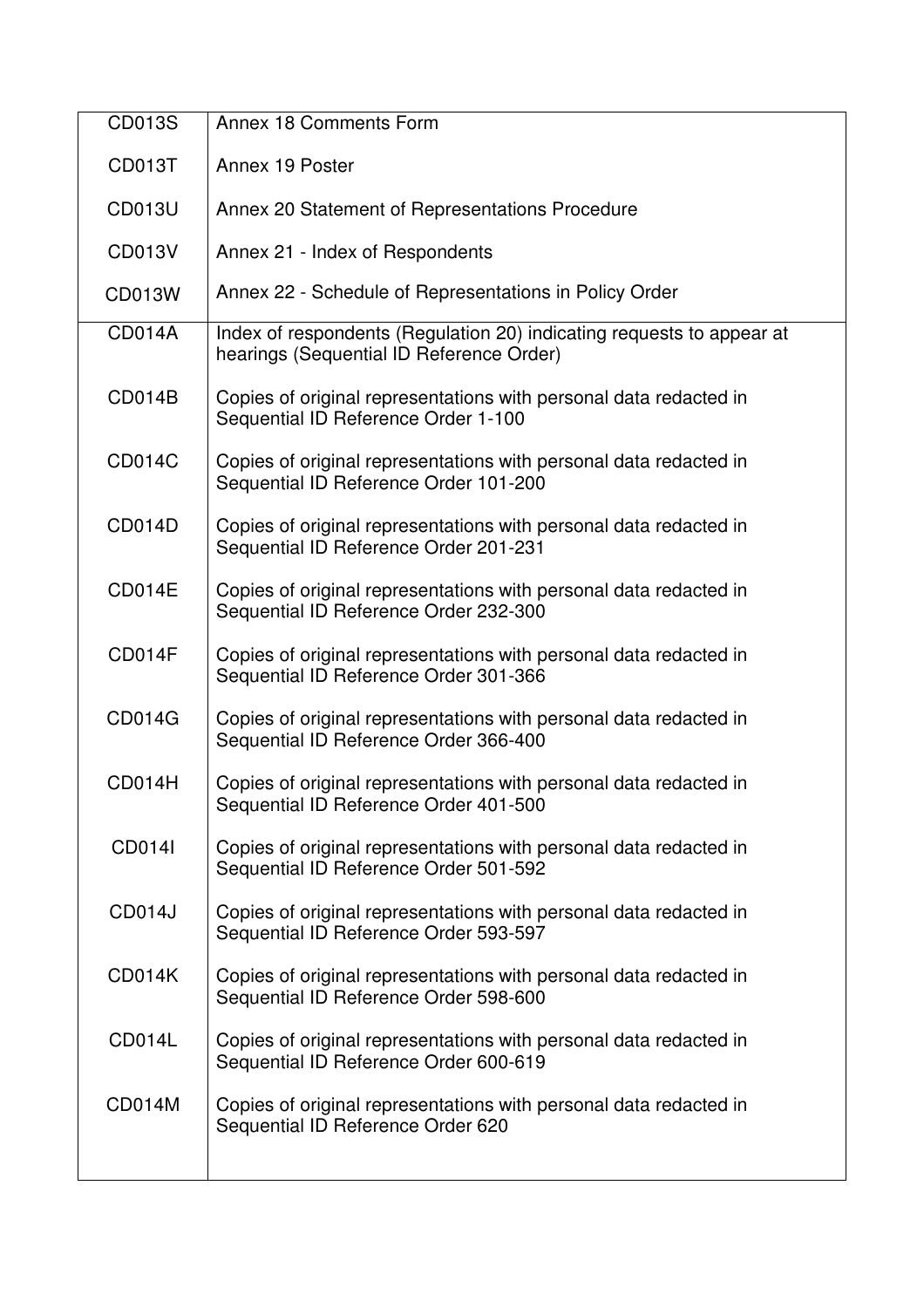| | |
|---|---|
| CD013S | Annex 18 Comments Form |
| CD013T | Annex 19 Poster |
| CD013U | Annex 20 Statement of Representations Procedure |
| CD013V | Annex 21 - Index of Respondents |
| CD013W | Annex 22 - Schedule of Representations in Policy Order |
| CD014A | Index of respondents (Regulation 20) indicating requests to appear at hearings (Sequential ID Reference Order) |
| CD014B | Copies of original representations with personal data redacted in Sequential ID Reference Order 1-100 |
| CD014C | Copies of original representations with personal data redacted in Sequential ID Reference Order 101-200 |
| CD014D | Copies of original representations with personal data redacted in Sequential ID Reference Order 201-231 |
| CD014E | Copies of original representations with personal data redacted in Sequential ID Reference Order 232-300 |
| CD014F | Copies of original representations with personal data redacted in Sequential ID Reference Order 301-366 |
| CD014G | Copies of original representations with personal data redacted in Sequential ID Reference Order 366-400 |
| CD014H | Copies of original representations with personal data redacted in Sequential ID Reference Order 401-500 |
| CD014I | Copies of original representations with personal data redacted in Sequential ID Reference Order 501-592 |
| CD014J | Copies of original representations with personal data redacted in Sequential ID Reference Order 593-597 |
| CD014K | Copies of original representations with personal data redacted in Sequential ID Reference Order 598-600 |
| CD014L | Copies of original representations with personal data redacted in Sequential ID Reference Order 600-619 |
| CD014M | Copies of original representations with personal data redacted in Sequential ID Reference Order 620 |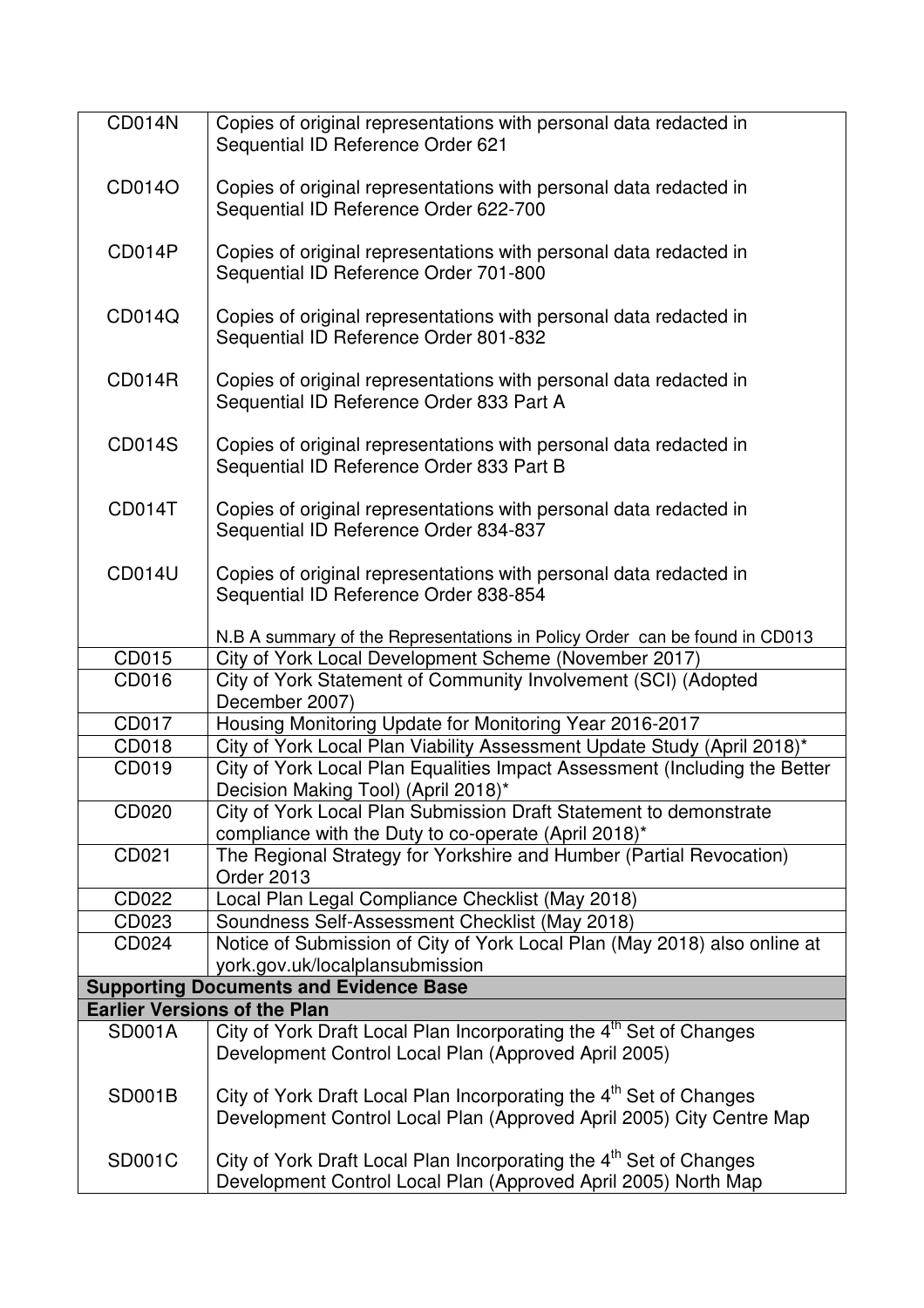| | |
|---|---|
| CD014N | Copies of original representations with personal data redacted in Sequential ID Reference Order 621 |
| CD014O | Copies of original representations with personal data redacted in Sequential ID Reference Order 622-700 |
| CD014P | Copies of original representations with personal data redacted in Sequential ID Reference Order 701-800 |
| CD014Q | Copies of original representations with personal data redacted in Sequential ID Reference Order 801-832 |
| CD014R | Copies of original representations with personal data redacted in Sequential ID Reference Order 833 Part A |
| CD014S | Copies of original representations with personal data redacted in Sequential ID Reference Order 833 Part B |
| CD014T | Copies of original representations with personal data redacted in Sequential ID Reference Order 834-837 |
| CD014U | Copies of original representations with personal data redacted in Sequential ID Reference Order 838-854<br><br>N.B A summary of the Representations in Policy Order can be found in CD013 |
| CD015 | City of York Local Development Scheme (November 2017) |
| CD016 | City of York Statement of Community Involvement (SCI) (Adopted December 2007) |
| CD017 | Housing Monitoring Update for Monitoring Year 2016-2017 |
| CD018 | City of York Local Plan Viability Assessment Update Study (April 2018)* |
| CD019 | City of York Local Plan Equalities Impact Assessment (Including the Better Decision Making Tool) (April 2018)* |
| CD020 | City of York Local Plan Submission Draft Statement to demonstrate compliance with the Duty to co-operate (April 2018)* |
| CD021 | The Regional Strategy for Yorkshire and Humber (Partial Revocation) Order 2013 |
| CD022 | Local Plan Legal Compliance Checklist (May 2018) |
| CD023 | Soundness Self-Assessment Checklist (May 2018) |
| CD024 | Notice of Submission of City of York Local Plan (May 2018) also online at york.gov.uk/localplansubmission |
| **Supporting Documents and Evidence Base** | |
| **Earlier Versions of the Plan** | |
| SD001A | City of York Draft Local Plan Incorporating the 4th Set of Changes Development Control Local Plan (Approved April 2005) |
| SD001B | City of York Draft Local Plan Incorporating the 4th Set of Changes Development Control Local Plan (Approved April 2005) City Centre Map |
| SD001C | City of York Draft Local Plan Incorporating the 4th Set of Changes Development Control Local Plan (Approved April 2005) North Map |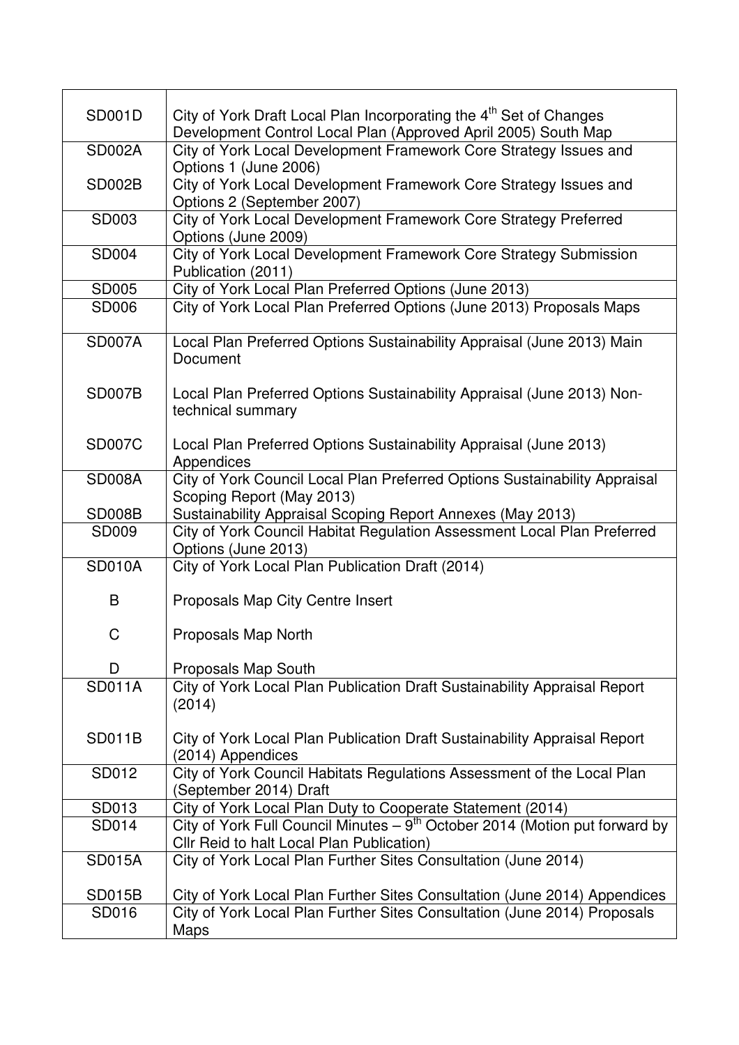| | |
|---|---|
| SD001D | City of York Draft Local Plan Incorporating the 4th Set of Changes Development Control Local Plan (Approved April 2005) South Map |
| SD002A | City of York Local Development Framework Core Strategy Issues and Options 1 (June 2006) |
| SD002B | City of York Local Development Framework Core Strategy Issues and Options 2 (September 2007) |
| SD003 | City of York Local Development Framework Core Strategy Preferred Options (June 2009) |
| SD004 | City of York Local Development Framework Core Strategy Submission Publication (2011) |
| SD005 | City of York Local Plan Preferred Options (June 2013) |
| SD006 | City of York Local Plan Preferred Options (June 2013) Proposals Maps |
| SD007A | Local Plan Preferred Options Sustainability Appraisal (June 2013) Main Document |
| SD007B | Local Plan Preferred Options Sustainability Appraisal (June 2013) Non-technical summary |
| SD007C | Local Plan Preferred Options Sustainability Appraisal (June 2013) Appendices |
| SD008A | City of York Council Local Plan Preferred Options Sustainability Appraisal Scoping Report (May 2013) |
| SD008B | Sustainability Appraisal Scoping Report Annexes (May 2013) |
| SD009 | City of York Council Habitat Regulation Assessment Local Plan Preferred Options (June 2013) |
| SD010A | City of York Local Plan Publication Draft (2014) |
| B | Proposals Map City Centre Insert |
| C | Proposals Map North |
| D | Proposals Map South |
| SD011A | City of York Local Plan Publication Draft Sustainability Appraisal Report (2014) |
| SD011B | City of York Local Plan Publication Draft Sustainability Appraisal Report (2014) Appendices |
| SD012 | City of York Council Habitats Regulations Assessment of the Local Plan (September 2014) Draft |
| SD013 | City of York Local Plan Duty to Cooperate Statement (2014) |
| SD014 | City of York Full Council Minutes – 9th October 2014 (Motion put forward by Cllr Reid to halt Local Plan Publication) |
| SD015A | City of York Local Plan Further Sites Consultation (June 2014) |
| SD015B | City of York Local Plan Further Sites Consultation (June 2014) Appendices |
| SD016 | City of York Local Plan Further Sites Consultation (June 2014) Proposals Maps |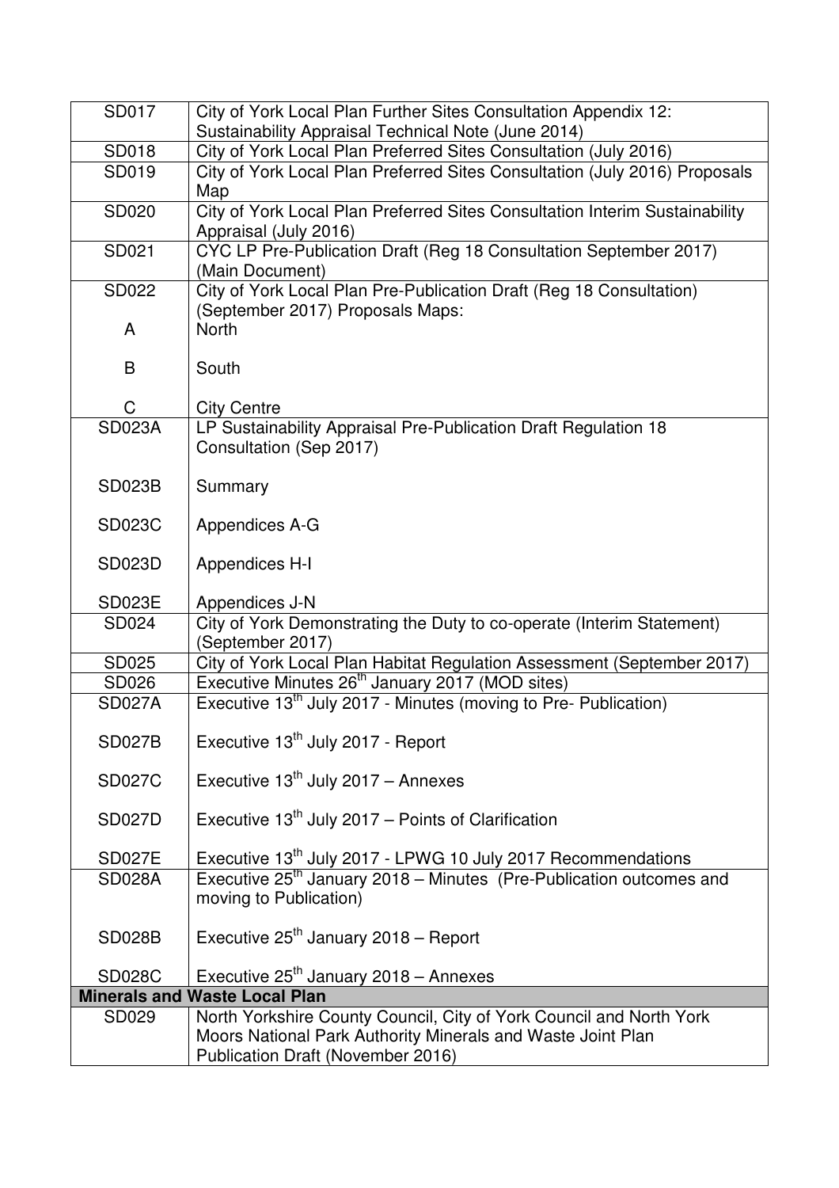| | |
|---|---|
| SD017 | City of York Local Plan Further Sites Consultation Appendix 12: Sustainability Appraisal Technical Note (June 2014) |
| SD018 | City of York Local Plan Preferred Sites Consultation (July 2016) |
| SD019 | City of York Local Plan Preferred Sites Consultation (July 2016) Proposals Map |
| SD020 | City of York Local Plan Preferred Sites Consultation Interim Sustainability Appraisal (July 2016) |
| SD021 | CYC LP Pre-Publication Draft (Reg 18 Consultation September 2017) (Main Document) |
| SD022 | City of York Local Plan Pre-Publication Draft (Reg 18 Consultation) (September 2017) Proposals Maps: |
| A | North |
| B | South |
| C | City Centre |
| SD023A | LP Sustainability Appraisal Pre-Publication Draft Regulation 18 Consultation (Sep 2017) |
| SD023B | Summary |
| SD023C | Appendices A-G |
| SD023D | Appendices H-I |
| SD023E | Appendices J-N |
| SD024 | City of York Demonstrating the Duty to co-operate (Interim Statement) (September 2017) |
| SD025 | City of York Local Plan Habitat Regulation Assessment (September 2017) |
| SD026 | Executive Minutes 26th January 2017 (MOD sites) |
| SD027A | Executive 13th July 2017 - Minutes (moving to Pre- Publication) |
| SD027B | Executive 13th July 2017 - Report |
| SD027C | Executive 13th July 2017 – Annexes |
| SD027D | Executive 13th July 2017 – Points of Clarification |
| SD027E | Executive 13th July 2017 - LPWG 10 July 2017 Recommendations |
| SD028A | Executive 25th January 2018 – Minutes (Pre-Publication outcomes and moving to Publication) |
| SD028B | Executive 25th January 2018 – Report |
| SD028C | Executive 25th January 2018 – Annexes |
| **Minerals and Waste Local Plan** | |
| SD029 | North Yorkshire County Council, City of York Council and North York Moors National Park Authority Minerals and Waste Joint Plan Publication Draft (November 2016) |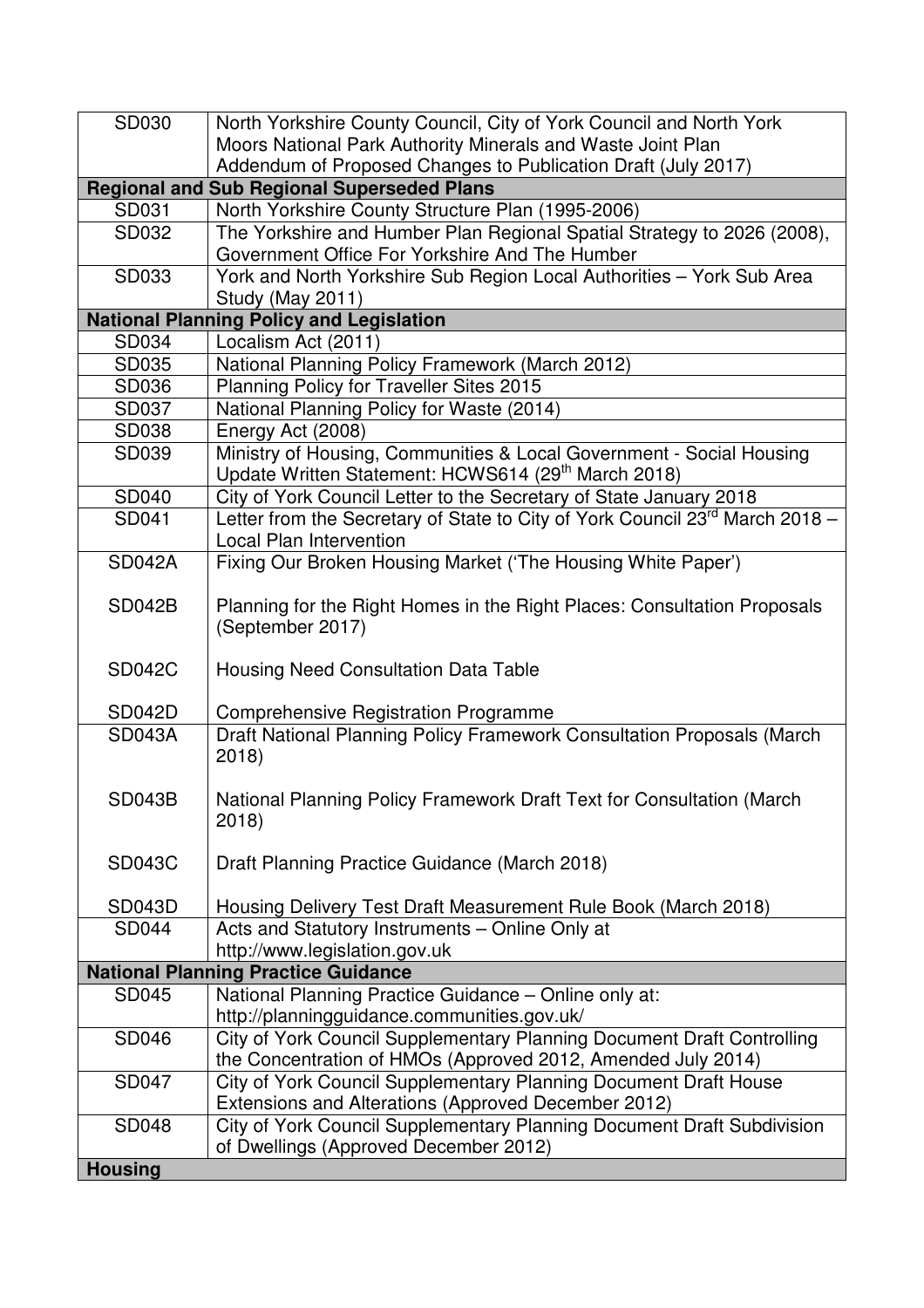| | |
|---|---|
| SD030 | North Yorkshire County Council, City of York Council and North York Moors National Park Authority Minerals and Waste Joint Plan Addendum of Proposed Changes to Publication Draft (July 2017) |
| **Regional and Sub Regional Superseded Plans** | |
| SD031 | North Yorkshire County Structure Plan (1995-2006) |
| SD032 | The Yorkshire and Humber Plan Regional Spatial Strategy to 2026 (2008), Government Office For Yorkshire And The Humber |
| SD033 | York and North Yorkshire Sub Region Local Authorities – York Sub Area Study (May 2011) |
| **National Planning Policy and Legislation** | |
| SD034 | Localism Act (2011) |
| SD035 | National Planning Policy Framework (March 2012) |
| SD036 | Planning Policy for Traveller Sites 2015 |
| SD037 | National Planning Policy for Waste (2014) |
| SD038 | Energy Act (2008) |
| SD039 | Ministry of Housing, Communities & Local Government - Social Housing Update Written Statement: HCWS614 (29th March 2018) |
| SD040 | City of York Council Letter to the Secretary of State January 2018 |
| SD041 | Letter from the Secretary of State to City of York Council 23rd March 2018 – Local Plan Intervention |
| SD042A<br><br>SD042B<br><br>SD042C<br><br>SD042D | Fixing Our Broken Housing Market ('The Housing White Paper')<br><br>Planning for the Right Homes in the Right Places: Consultation Proposals (September 2017)<br><br>Housing Need Consultation Data Table<br><br>Comprehensive Registration Programme |
| SD043A<br><br>SD043B<br><br>SD043C<br><br>SD043D | Draft National Planning Policy Framework Consultation Proposals (March 2018)<br><br>National Planning Policy Framework Draft Text for Consultation (March 2018)<br><br>Draft Planning Practice Guidance (March 2018)<br><br>Housing Delivery Test Draft Measurement Rule Book (March 2018) |
| SD044 | Acts and Statutory Instruments – Online Only at http://www.legislation.gov.uk |
| **National Planning Practice Guidance** | |
| SD045 | National Planning Practice Guidance – Online only at: http://planningguidance.communities.gov.uk/ |
| SD046 | City of York Council Supplementary Planning Document Draft Controlling the Concentration of HMOs (Approved 2012, Amended July 2014) |
| SD047 | City of York Council Supplementary Planning Document Draft House Extensions and Alterations (Approved December 2012) |
| SD048 | City of York Council Supplementary Planning Document Draft Subdivision of Dwellings (Approved December 2012) |
| **Housing** | |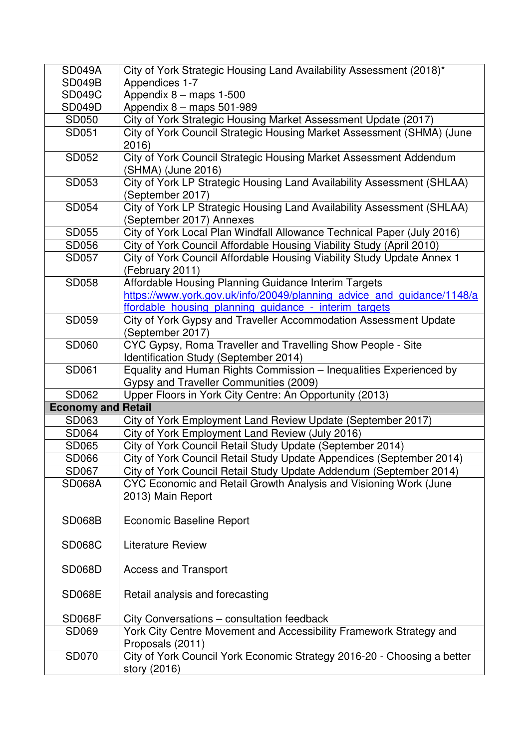| | |
|---|---|
| SD049A<br>SD049B<br>SD049C<br>SD049D | City of York Strategic Housing Land Availability Assessment (2018)*<br>Appendices 1-7<br>Appendix 8 – maps 1-500<br>Appendix 8 – maps 501-989 |
| SD050 | City of York Strategic Housing Market Assessment Update (2017) |
| SD051 | City of York Council Strategic Housing Market Assessment (SHMA) (June 2016) |
| SD052 | City of York Council Strategic Housing Market Assessment Addendum (SHMA) (June 2016) |
| SD053 | City of York LP Strategic Housing Land Availability Assessment (SHLAA) (September 2017) |
| SD054 | City of York LP Strategic Housing Land Availability Assessment (SHLAA) (September 2017) Annexes |
| SD055 | City of York Local Plan Windfall Allowance Technical Paper (July 2016) |
| SD056 | City of York Council Affordable Housing Viability Study (April 2010) |
| SD057 | City of York Council Affordable Housing Viability Study Update Annex 1 (February 2011) |
| SD058 | Affordable Housing Planning Guidance Interim Targets<br>https://www.york.gov.uk/info/20049/planning_advice_and_guidance/1148/affordable_housing_planning_guidance_-_interim_targets |
| SD059 | City of York Gypsy and Traveller Accommodation Assessment Update (September 2017) |
| SD060 | CYC Gypsy, Roma Traveller and Travelling Show People - Site Identification Study (September 2014) |
| SD061 | Equality and Human Rights Commission – Inequalities Experienced by Gypsy and Traveller Communities (2009) |
| SD062 | Upper Floors in York City Centre: An Opportunity (2013) |
| **Economy and Retail** | |
| SD063 | City of York Employment Land Review Update (September 2017) |
| SD064 | City of York Employment Land Review (July 2016) |
| SD065 | City of York Council Retail Study Update (September 2014) |
| SD066 | City of York Council Retail Study Update Appendices (September 2014) |
| SD067 | City of York Council Retail Study Update Addendum (September 2014) |
| SD068A<br>SD068B<br>SD068C<br>SD068D<br>SD068E<br>SD068F | CYC Economic and Retail Growth Analysis and Visioning Work (June 2013) Main Report<br>Economic Baseline Report<br>Literature Review<br>Access and Transport<br>Retail analysis and forecasting<br>City Conversations – consultation feedback |
| SD069 | York City Centre Movement and Accessibility Framework Strategy and Proposals (2011) |
| SD070 | City of York Council York Economic Strategy 2016-20 - Choosing a better story (2016) |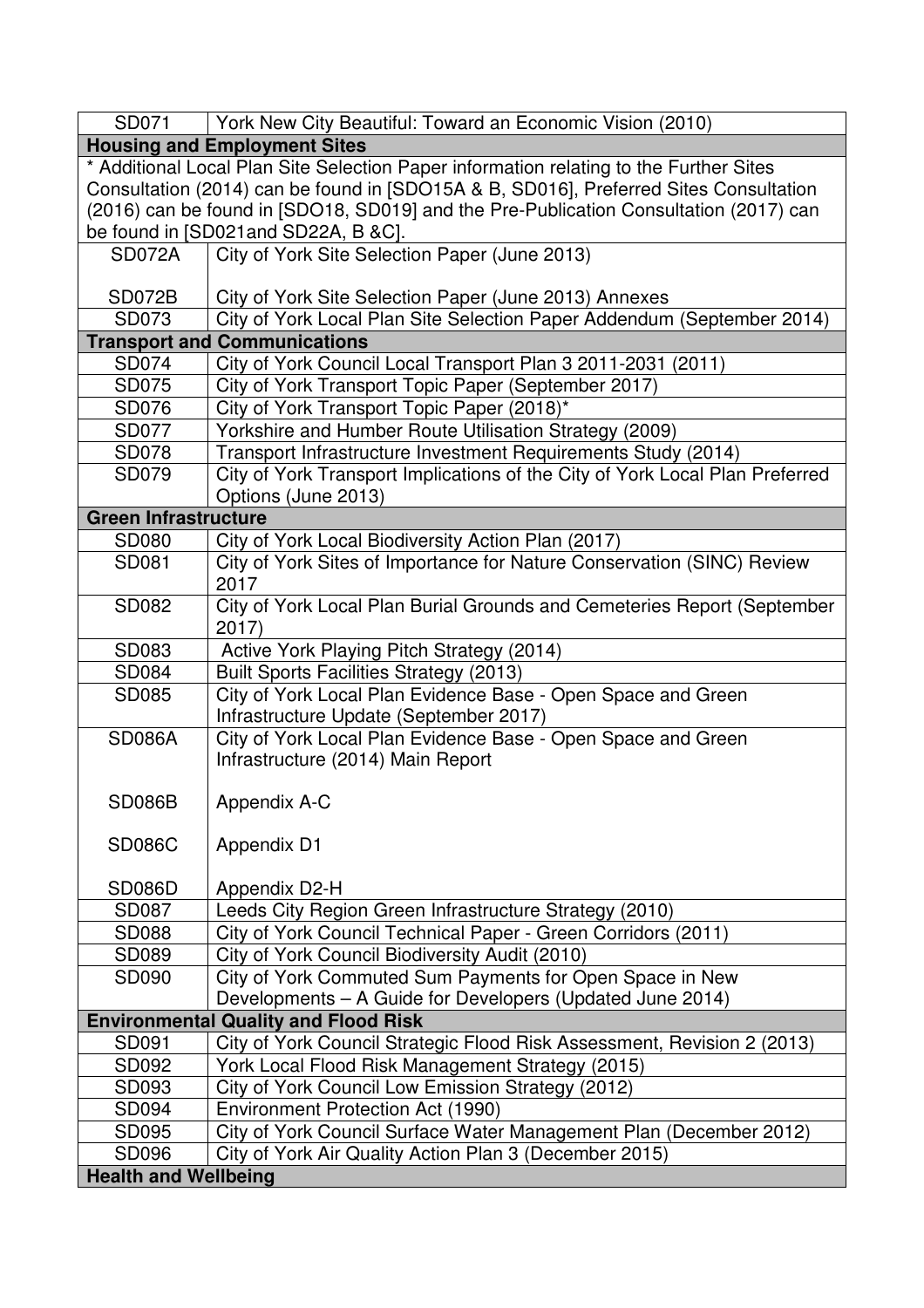| SD071 | York New City Beautiful: Toward an Economic Vision (2010) |
|---|---|
| **Housing and Employment Sites** | |
| * Additional Local Plan Site Selection Paper information relating to the Further Sites Consultation (2014) can be found in [SDO15A & B, SD016], Preferred Sites Consultation (2016) can be found in [SDO18, SD019] and the Pre-Publication Consultation (2017) can be found in [SD021and SD22A, B &C]. | |
| SD072A | City of York Site Selection Paper (June 2013) |
| SD072B | City of York Site Selection Paper (June 2013) Annexes |
| SD073 | City of York Local Plan Site Selection Paper Addendum (September 2014) |
| **Transport and Communications** | |
| SD074 | City of York Council Local Transport Plan 3 2011-2031 (2011) |
| SD075 | City of York Transport Topic Paper (September 2017) |
| SD076 | City of York Transport Topic Paper (2018)* |
| SD077 | Yorkshire and Humber Route Utilisation Strategy (2009) |
| SD078 | Transport Infrastructure Investment Requirements Study (2014) |
| SD079 | City of York Transport Implications of the City of York Local Plan Preferred Options (June 2013) |
| **Green Infrastructure** | |
| SD080 | City of York Local Biodiversity Action Plan (2017) |
| SD081 | City of York Sites of Importance for Nature Conservation (SINC) Review 2017 |
| SD082 | City of York Local Plan Burial Grounds and Cemeteries Report (September 2017) |
| SD083 | Active York Playing Pitch Strategy (2014) |
| SD084 | Built Sports Facilities Strategy (2013) |
| SD085 | City of York Local Plan Evidence Base - Open Space and Green Infrastructure Update (September 2017) |
| SD086A | City of York Local Plan Evidence Base - Open Space and Green Infrastructure (2014) Main Report |
| SD086B | Appendix A-C |
| SD086C | Appendix D1 |
| SD086D | Appendix D2-H |
| SD087 | Leeds City Region Green Infrastructure Strategy (2010) |
| SD088 | City of York Council Technical Paper - Green Corridors (2011) |
| SD089 | City of York Council Biodiversity Audit (2010) |
| SD090 | City of York Commuted Sum Payments for Open Space in New Developments – A Guide for Developers (Updated June 2014) |
| **Environmental Quality and Flood Risk** | |
| SD091 | City of York Council Strategic Flood Risk Assessment, Revision 2 (2013) |
| SD092 | York Local Flood Risk Management Strategy (2015) |
| SD093 | City of York Council Low Emission Strategy (2012) |
| SD094 | Environment Protection Act (1990) |
| SD095 | City of York Council Surface Water Management Plan (December 2012) |
| SD096 | City of York Air Quality Action Plan 3 (December 2015) |
| **Health and Wellbeing** | |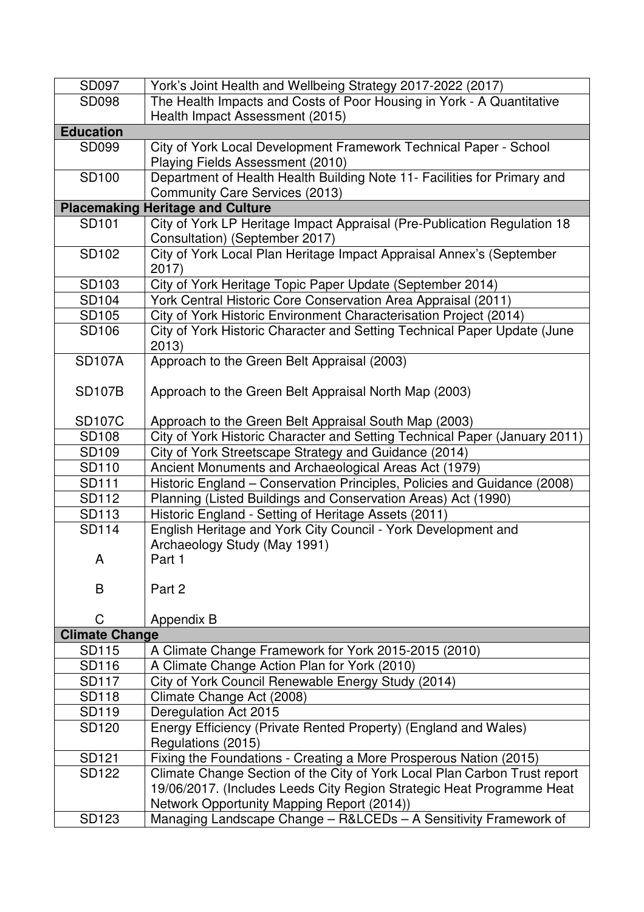| | |
|---|---|
| SD097 | York's Joint Health and Wellbeing Strategy 2017-2022 (2017) |
| SD098 | The Health Impacts and Costs of Poor Housing in York - A Quantitative Health Impact Assessment (2015) |
| **Education** | |
| SD099 | City of York Local Development Framework Technical Paper - School Playing Fields Assessment (2010) |
| SD100 | Department of Health Health Building Note 11- Facilities for Primary and Community Care Services (2013) |
| **Placemaking Heritage and Culture** | |
| SD101 | City of York LP Heritage Impact Appraisal (Pre-Publication Regulation 18 Consultation) (September 2017) |
| SD102 | City of York Local Plan Heritage Impact Appraisal Annex's (September 2017) |
| SD103 | City of York Heritage Topic Paper Update (September 2014) |
| SD104 | York Central Historic Core Conservation Area Appraisal (2011) |
| SD105 | City of York Historic Environment Characterisation Project (2014) |
| SD106 | City of York Historic Character and Setting Technical Paper Update (June 2013) |
| SD107A<br><br>SD107B<br><br>SD107C | Approach to the Green Belt Appraisal (2003)<br><br>Approach to the Green Belt Appraisal North Map (2003)<br><br>Approach to the Green Belt Appraisal South Map (2003) |
| SD108 | City of York Historic Character and Setting Technical Paper (January 2011) |
| SD109 | City of York Streetscape Strategy and Guidance (2014) |
| SD110 | Ancient Monuments and Archaeological Areas Act (1979) |
| SD111 | Historic England – Conservation Principles, Policies and Guidance (2008) |
| SD112 | Planning (Listed Buildings and Conservation Areas) Act (1990) |
| SD113 | Historic England - Setting of Heritage Assets (2011) |
| SD114<br><br>A<br><br>B<br><br>C | English Heritage and York City Council - York Development and Archaeology Study (May 1991)<br>Part 1<br><br>Part 2<br><br>Appendix B |
| **Climate Change** | |
| SD115 | A Climate Change Framework for York 2015-2015 (2010) |
| SD116 | A Climate Change Action Plan for York (2010) |
| SD117 | City of York Council Renewable Energy Study (2014) |
| SD118 | Climate Change Act (2008) |
| SD119 | Deregulation Act 2015 |
| SD120 | Energy Efficiency (Private Rented Property) (England and Wales) Regulations (2015) |
| SD121 | Fixing the Foundations - Creating a More Prosperous Nation (2015) |
| SD122 | Climate Change Section of the City of York Local Plan Carbon Trust report 19/06/2017. (Includes Leeds City Region Strategic Heat Programme Heat Network Opportunity Mapping Report (2014)) |
| SD123 | Managing Landscape Change – R&LCEDs – A Sensitivity Framework of |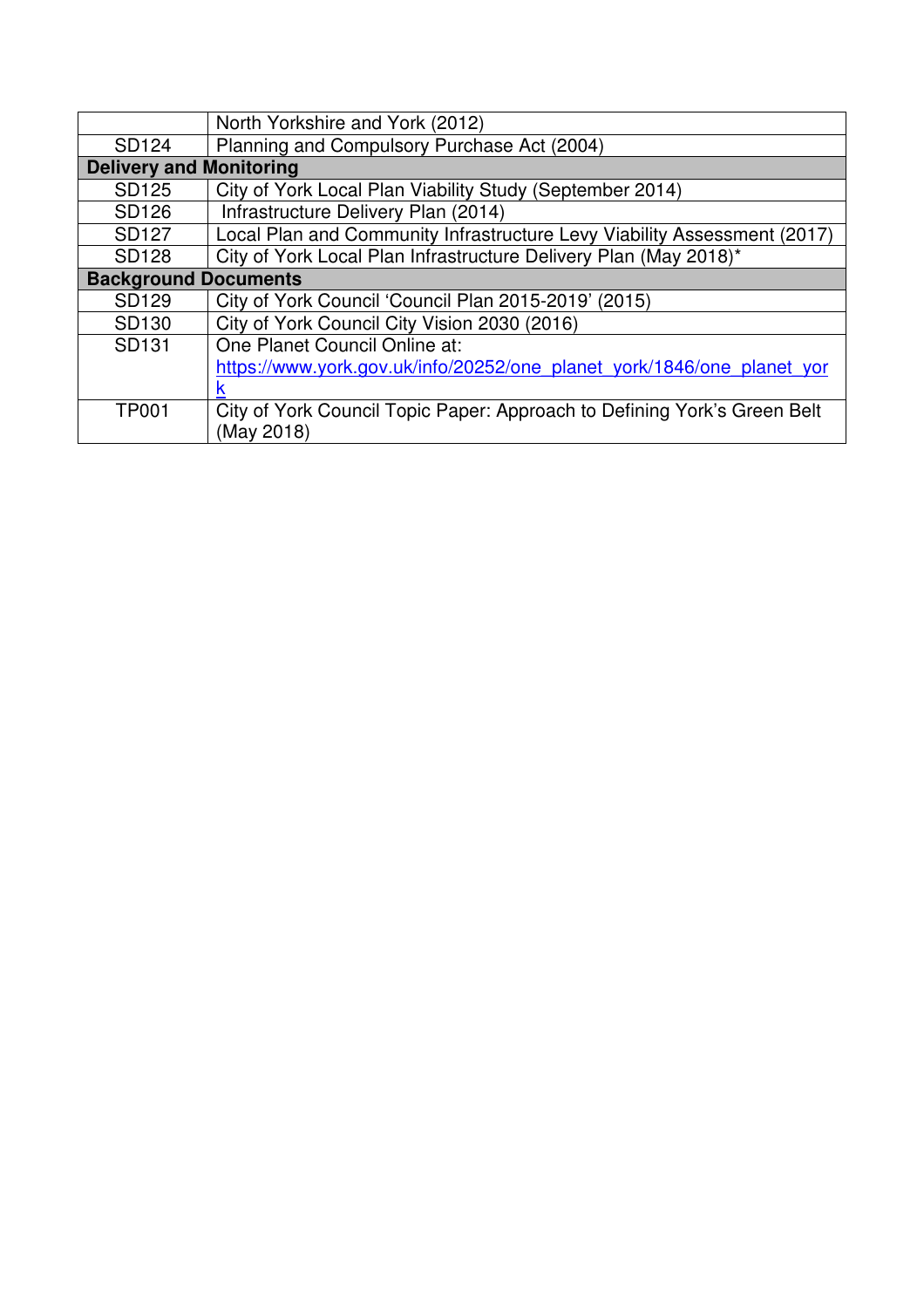| | |
|---|---|
| | North Yorkshire and York (2012) |
| SD124 | Planning and Compulsory Purchase Act (2004) |
| **Delivery and Monitoring** | |
| SD125 | City of York Local Plan Viability Study (September 2014) |
| SD126 | Infrastructure Delivery Plan (2014) |
| SD127 | Local Plan and Community Infrastructure Levy Viability Assessment (2017) |
| SD128 | City of York Local Plan Infrastructure Delivery Plan (May 2018)* |
| **Background Documents** | |
| SD129 | City of York Council 'Council Plan 2015-2019' (2015) |
| SD130 | City of York Council City Vision 2030 (2016) |
| SD131 | One Planet Council Online at: https://www.york.gov.uk/info/20252/one_planet_york/1846/one_planet_york |
| TP001 | City of York Council Topic Paper: Approach to Defining York's Green Belt (May 2018) |